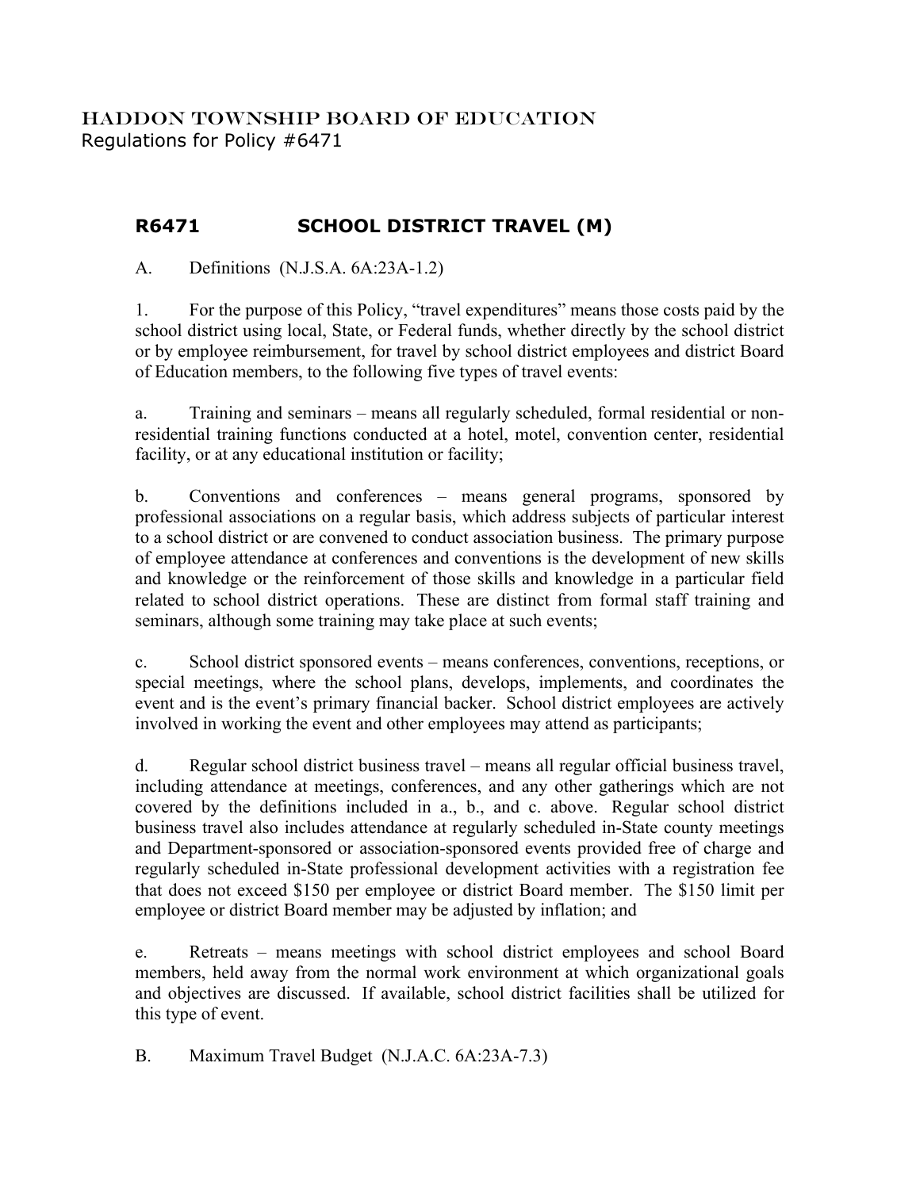HADDON TOWNSHIP BOARD OF EDUCATION
Regulations for Policy #6471

## R6471 SCHOOL DISTRICT TRAVEL (M)

A. Definitions (N.J.S.A. 6A:23A-1.2)

1. For the purpose of this Policy, "travel expenditures" means those costs paid by the school district using local, State, or Federal funds, whether directly by the school district or by employee reimbursement, for travel by school district employees and district Board of Education members, to the following five types of travel events:

a. Training and seminars – means all regularly scheduled, formal residential or non-residential training functions conducted at a hotel, motel, convention center, residential facility, or at any educational institution or facility;

b. Conventions and conferences – means general programs, sponsored by professional associations on a regular basis, which address subjects of particular interest to a school district or are convened to conduct association business. The primary purpose of employee attendance at conferences and conventions is the development of new skills and knowledge or the reinforcement of those skills and knowledge in a particular field related to school district operations. These are distinct from formal staff training and seminars, although some training may take place at such events;

c. School district sponsored events – means conferences, conventions, receptions, or special meetings, where the school plans, develops, implements, and coordinates the event and is the event's primary financial backer. School district employees are actively involved in working the event and other employees may attend as participants;

d. Regular school district business travel – means all regular official business travel, including attendance at meetings, conferences, and any other gatherings which are not covered by the definitions included in a., b., and c. above. Regular school district business travel also includes attendance at regularly scheduled in-State county meetings and Department-sponsored or association-sponsored events provided free of charge and regularly scheduled in-State professional development activities with a registration fee that does not exceed $150 per employee or district Board member. The $150 limit per employee or district Board member may be adjusted by inflation; and

e. Retreats – means meetings with school district employees and school Board members, held away from the normal work environment at which organizational goals and objectives are discussed. If available, school district facilities shall be utilized for this type of event.

B. Maximum Travel Budget (N.J.A.C. 6A:23A-7.3)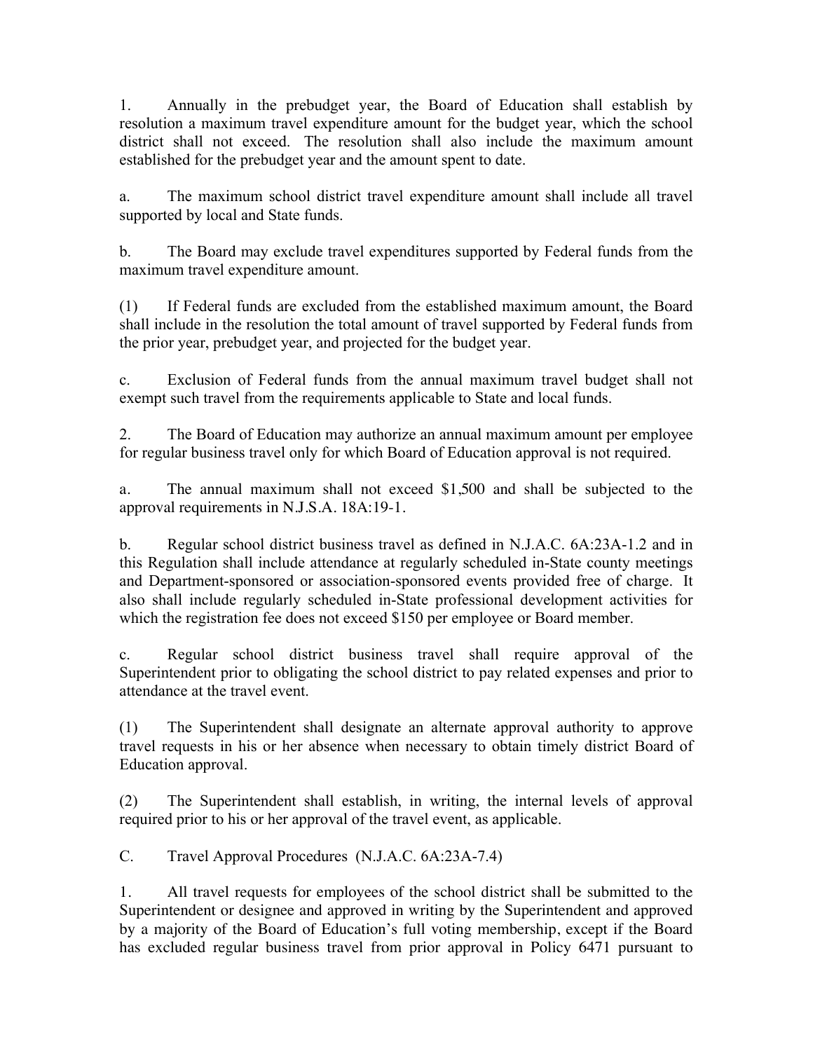1. Annually in the prebudget year, the Board of Education shall establish by resolution a maximum travel expenditure amount for the budget year, which the school district shall not exceed. The resolution shall also include the maximum amount established for the prebudget year and the amount spent to date.

a. The maximum school district travel expenditure amount shall include all travel supported by local and State funds.

b. The Board may exclude travel expenditures supported by Federal funds from the maximum travel expenditure amount.

(1) If Federal funds are excluded from the established maximum amount, the Board shall include in the resolution the total amount of travel supported by Federal funds from the prior year, prebudget year, and projected for the budget year.

c. Exclusion of Federal funds from the annual maximum travel budget shall not exempt such travel from the requirements applicable to State and local funds.

2. The Board of Education may authorize an annual maximum amount per employee for regular business travel only for which Board of Education approval is not required.

a. The annual maximum shall not exceed $1,500 and shall be subjected to the approval requirements in N.J.S.A. 18A:19-1.

b. Regular school district business travel as defined in N.J.A.C. 6A:23A-1.2 and in this Regulation shall include attendance at regularly scheduled in-State county meetings and Department-sponsored or association-sponsored events provided free of charge. It also shall include regularly scheduled in-State professional development activities for which the registration fee does not exceed $150 per employee or Board member.

c. Regular school district business travel shall require approval of the Superintendent prior to obligating the school district to pay related expenses and prior to attendance at the travel event.

(1) The Superintendent shall designate an alternate approval authority to approve travel requests in his or her absence when necessary to obtain timely district Board of Education approval.

(2) The Superintendent shall establish, in writing, the internal levels of approval required prior to his or her approval of the travel event, as applicable.

C. Travel Approval Procedures (N.J.A.C. 6A:23A-7.4)

1. All travel requests for employees of the school district shall be submitted to the Superintendent or designee and approved in writing by the Superintendent and approved by a majority of the Board of Education's full voting membership, except if the Board has excluded regular business travel from prior approval in Policy 6471 pursuant to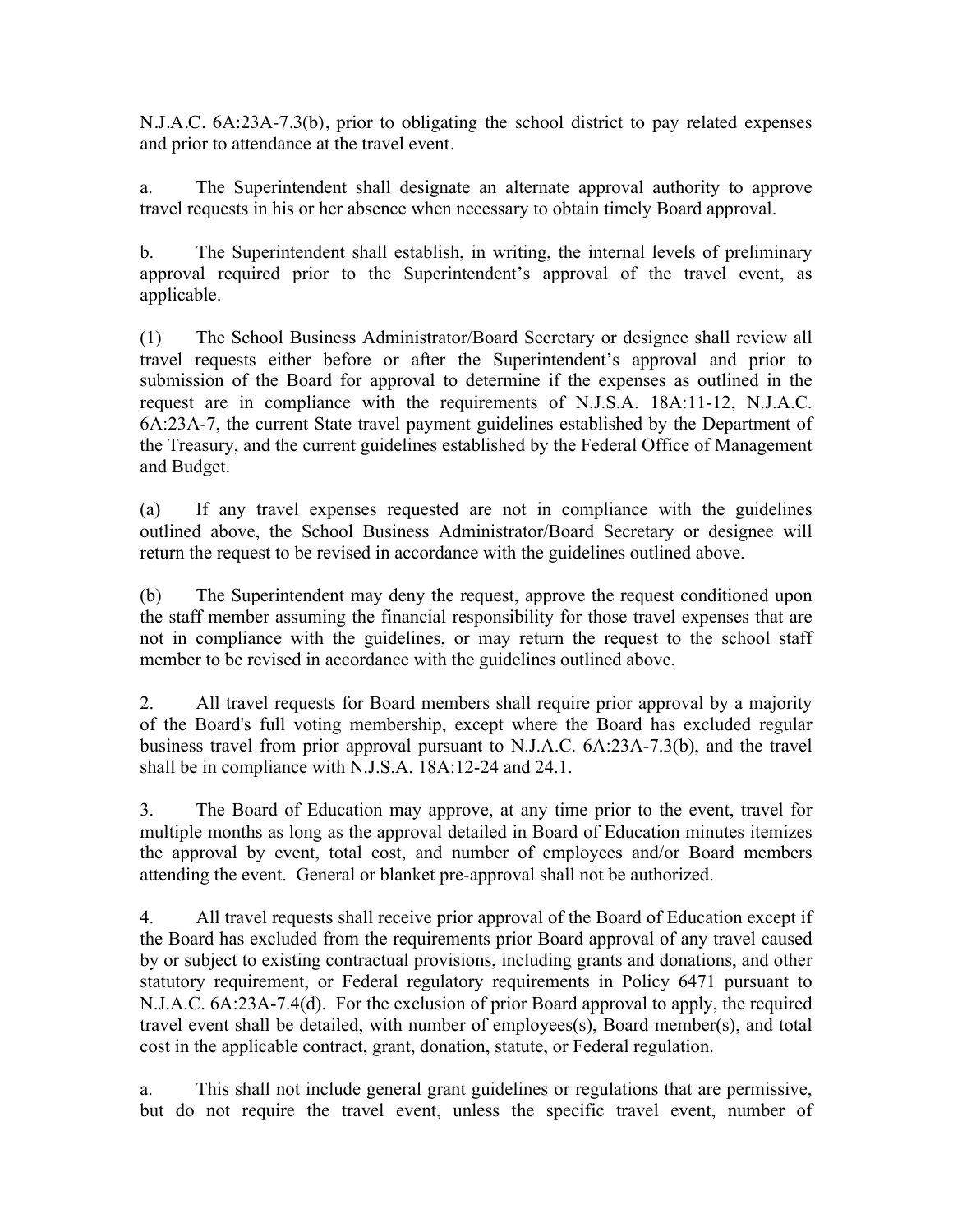N.J.A.C. 6A:23A-7.3(b), prior to obligating the school district to pay related expenses and prior to attendance at the travel event.

a. The Superintendent shall designate an alternate approval authority to approve travel requests in his or her absence when necessary to obtain timely Board approval.

b. The Superintendent shall establish, in writing, the internal levels of preliminary approval required prior to the Superintendent's approval of the travel event, as applicable.

(1) The School Business Administrator/Board Secretary or designee shall review all travel requests either before or after the Superintendent's approval and prior to submission of the Board for approval to determine if the expenses as outlined in the request are in compliance with the requirements of N.J.S.A. 18A:11-12, N.J.A.C. 6A:23A-7, the current State travel payment guidelines established by the Department of the Treasury, and the current guidelines established by the Federal Office of Management and Budget.

(a) If any travel expenses requested are not in compliance with the guidelines outlined above, the School Business Administrator/Board Secretary or designee will return the request to be revised in accordance with the guidelines outlined above.

(b) The Superintendent may deny the request, approve the request conditioned upon the staff member assuming the financial responsibility for those travel expenses that are not in compliance with the guidelines, or may return the request to the school staff member to be revised in accordance with the guidelines outlined above.

2. All travel requests for Board members shall require prior approval by a majority of the Board's full voting membership, except where the Board has excluded regular business travel from prior approval pursuant to N.J.A.C. 6A:23A-7.3(b), and the travel shall be in compliance with N.J.S.A. 18A:12-24 and 24.1.

3. The Board of Education may approve, at any time prior to the event, travel for multiple months as long as the approval detailed in Board of Education minutes itemizes the approval by event, total cost, and number of employees and/or Board members attending the event. General or blanket pre-approval shall not be authorized.

4. All travel requests shall receive prior approval of the Board of Education except if the Board has excluded from the requirements prior Board approval of any travel caused by or subject to existing contractual provisions, including grants and donations, and other statutory requirement, or Federal regulatory requirements in Policy 6471 pursuant to N.J.A.C. 6A:23A-7.4(d). For the exclusion of prior Board approval to apply, the required travel event shall be detailed, with number of employees(s), Board member(s), and total cost in the applicable contract, grant, donation, statute, or Federal regulation.

a. This shall not include general grant guidelines or regulations that are permissive, but do not require the travel event, unless the specific travel event, number of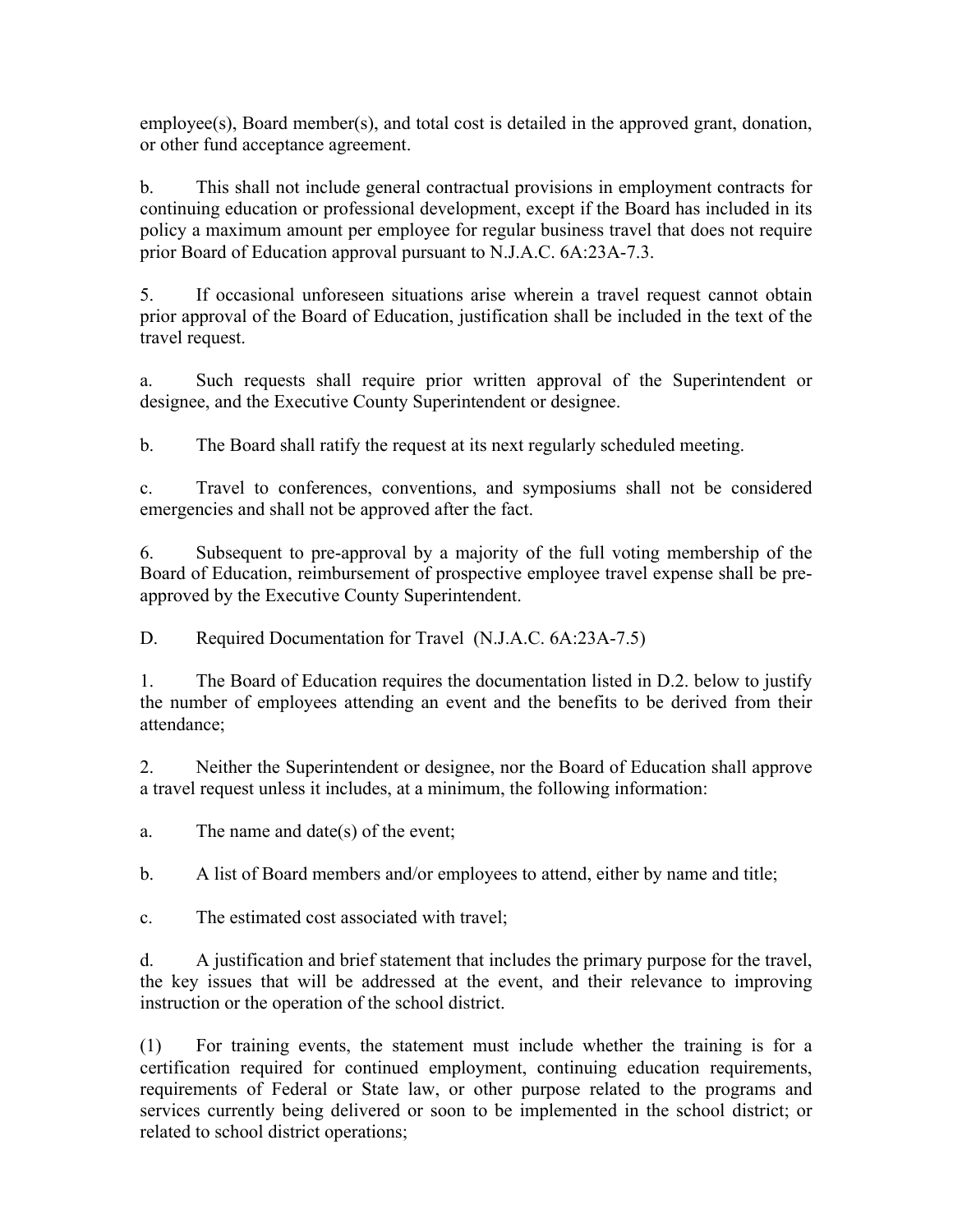employee(s), Board member(s), and total cost is detailed in the approved grant, donation, or other fund acceptance agreement.

b. This shall not include general contractual provisions in employment contracts for continuing education or professional development, except if the Board has included in its policy a maximum amount per employee for regular business travel that does not require prior Board of Education approval pursuant to N.J.A.C. 6A:23A-7.3.

5. If occasional unforeseen situations arise wherein a travel request cannot obtain prior approval of the Board of Education, justification shall be included in the text of the travel request.

a. Such requests shall require prior written approval of the Superintendent or designee, and the Executive County Superintendent or designee.

b. The Board shall ratify the request at its next regularly scheduled meeting.

c. Travel to conferences, conventions, and symposiums shall not be considered emergencies and shall not be approved after the fact.

6. Subsequent to pre-approval by a majority of the full voting membership of the Board of Education, reimbursement of prospective employee travel expense shall be pre-approved by the Executive County Superintendent.

D. Required Documentation for Travel (N.J.A.C. 6A:23A-7.5)

1. The Board of Education requires the documentation listed in D.2. below to justify the number of employees attending an event and the benefits to be derived from their attendance;

2. Neither the Superintendent or designee, nor the Board of Education shall approve a travel request unless it includes, at a minimum, the following information:

a. The name and date(s) of the event;

b. A list of Board members and/or employees to attend, either by name and title;

c. The estimated cost associated with travel;

d. A justification and brief statement that includes the primary purpose for the travel, the key issues that will be addressed at the event, and their relevance to improving instruction or the operation of the school district.

(1) For training events, the statement must include whether the training is for a certification required for continued employment, continuing education requirements, requirements of Federal or State law, or other purpose related to the programs and services currently being delivered or soon to be implemented in the school district; or related to school district operations;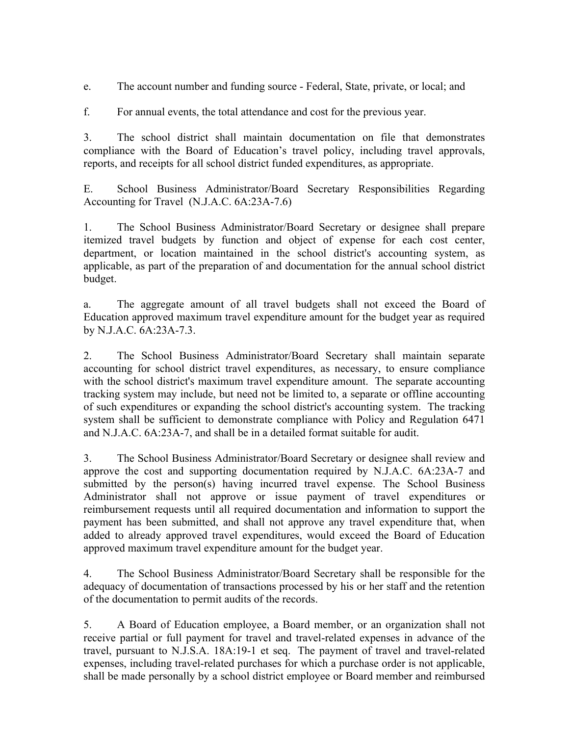e. The account number and funding source - Federal, State, private, or local; and

f. For annual events, the total attendance and cost for the previous year.

3. The school district shall maintain documentation on file that demonstrates compliance with the Board of Education's travel policy, including travel approvals, reports, and receipts for all school district funded expenditures, as appropriate.

E. School Business Administrator/Board Secretary Responsibilities Regarding Accounting for Travel (N.J.A.C. 6A:23A-7.6)

1. The School Business Administrator/Board Secretary or designee shall prepare itemized travel budgets by function and object of expense for each cost center, department, or location maintained in the school district's accounting system, as applicable, as part of the preparation of and documentation for the annual school district budget.

a. The aggregate amount of all travel budgets shall not exceed the Board of Education approved maximum travel expenditure amount for the budget year as required by N.J.A.C. 6A:23A-7.3.

2. The School Business Administrator/Board Secretary shall maintain separate accounting for school district travel expenditures, as necessary, to ensure compliance with the school district's maximum travel expenditure amount. The separate accounting tracking system may include, but need not be limited to, a separate or offline accounting of such expenditures or expanding the school district's accounting system. The tracking system shall be sufficient to demonstrate compliance with Policy and Regulation 6471 and N.J.A.C. 6A:23A-7, and shall be in a detailed format suitable for audit.

3. The School Business Administrator/Board Secretary or designee shall review and approve the cost and supporting documentation required by N.J.A.C. 6A:23A-7 and submitted by the person(s) having incurred travel expense. The School Business Administrator shall not approve or issue payment of travel expenditures or reimbursement requests until all required documentation and information to support the payment has been submitted, and shall not approve any travel expenditure that, when added to already approved travel expenditures, would exceed the Board of Education approved maximum travel expenditure amount for the budget year.

4. The School Business Administrator/Board Secretary shall be responsible for the adequacy of documentation of transactions processed by his or her staff and the retention of the documentation to permit audits of the records.

5. A Board of Education employee, a Board member, or an organization shall not receive partial or full payment for travel and travel-related expenses in advance of the travel, pursuant to N.J.S.A. 18A:19-1 et seq. The payment of travel and travel-related expenses, including travel-related purchases for which a purchase order is not applicable, shall be made personally by a school district employee or Board member and reimbursed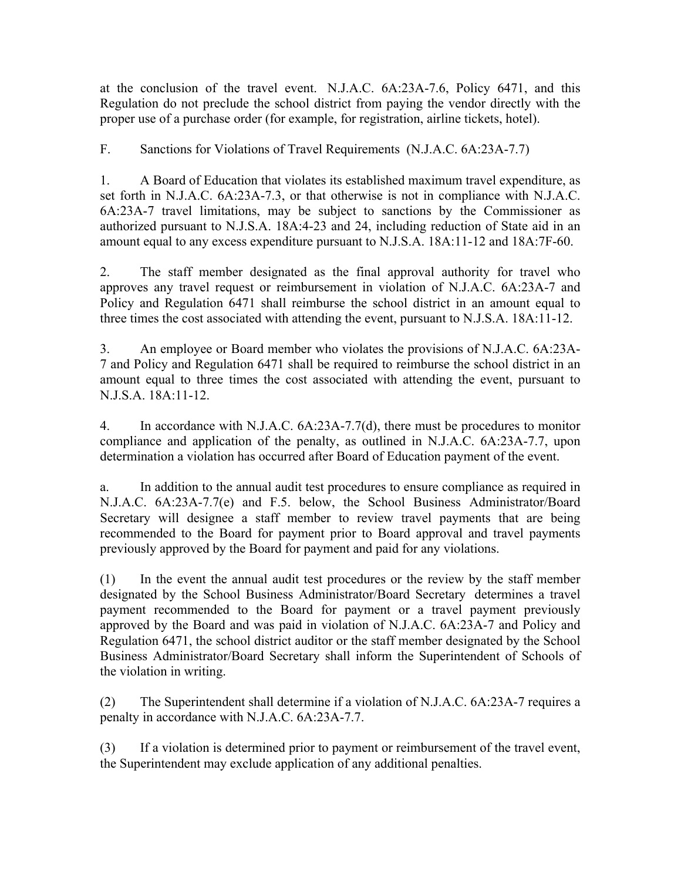at the conclusion of the travel event. N.J.A.C. 6A:23A-7.6, Policy 6471, and this Regulation do not preclude the school district from paying the vendor directly with the proper use of a purchase order (for example, for registration, airline tickets, hotel).

F. Sanctions for Violations of Travel Requirements (N.J.A.C. 6A:23A-7.7)

1. A Board of Education that violates its established maximum travel expenditure, as set forth in N.J.A.C. 6A:23A-7.3, or that otherwise is not in compliance with N.J.A.C. 6A:23A-7 travel limitations, may be subject to sanctions by the Commissioner as authorized pursuant to N.J.S.A. 18A:4-23 and 24, including reduction of State aid in an amount equal to any excess expenditure pursuant to N.J.S.A. 18A:11-12 and 18A:7F-60.

2. The staff member designated as the final approval authority for travel who approves any travel request or reimbursement in violation of N.J.A.C. 6A:23A-7 and Policy and Regulation 6471 shall reimburse the school district in an amount equal to three times the cost associated with attending the event, pursuant to N.J.S.A. 18A:11-12.

3. An employee or Board member who violates the provisions of N.J.A.C. 6A:23A-7 and Policy and Regulation 6471 shall be required to reimburse the school district in an amount equal to three times the cost associated with attending the event, pursuant to N.J.S.A. 18A:11-12.

4. In accordance with N.J.A.C. 6A:23A-7.7(d), there must be procedures to monitor compliance and application of the penalty, as outlined in N.J.A.C. 6A:23A-7.7, upon determination a violation has occurred after Board of Education payment of the event.

a. In addition to the annual audit test procedures to ensure compliance as required in N.J.A.C. 6A:23A-7.7(e) and F.5. below, the School Business Administrator/Board Secretary will designee a staff member to review travel payments that are being recommended to the Board for payment prior to Board approval and travel payments previously approved by the Board for payment and paid for any violations.

(1) In the event the annual audit test procedures or the review by the staff member designated by the School Business Administrator/Board Secretary determines a travel payment recommended to the Board for payment or a travel payment previously approved by the Board and was paid in violation of N.J.A.C. 6A:23A-7 and Policy and Regulation 6471, the school district auditor or the staff member designated by the School Business Administrator/Board Secretary shall inform the Superintendent of Schools of the violation in writing.

(2) The Superintendent shall determine if a violation of N.J.A.C. 6A:23A-7 requires a penalty in accordance with N.J.A.C. 6A:23A-7.7.

(3) If a violation is determined prior to payment or reimbursement of the travel event, the Superintendent may exclude application of any additional penalties.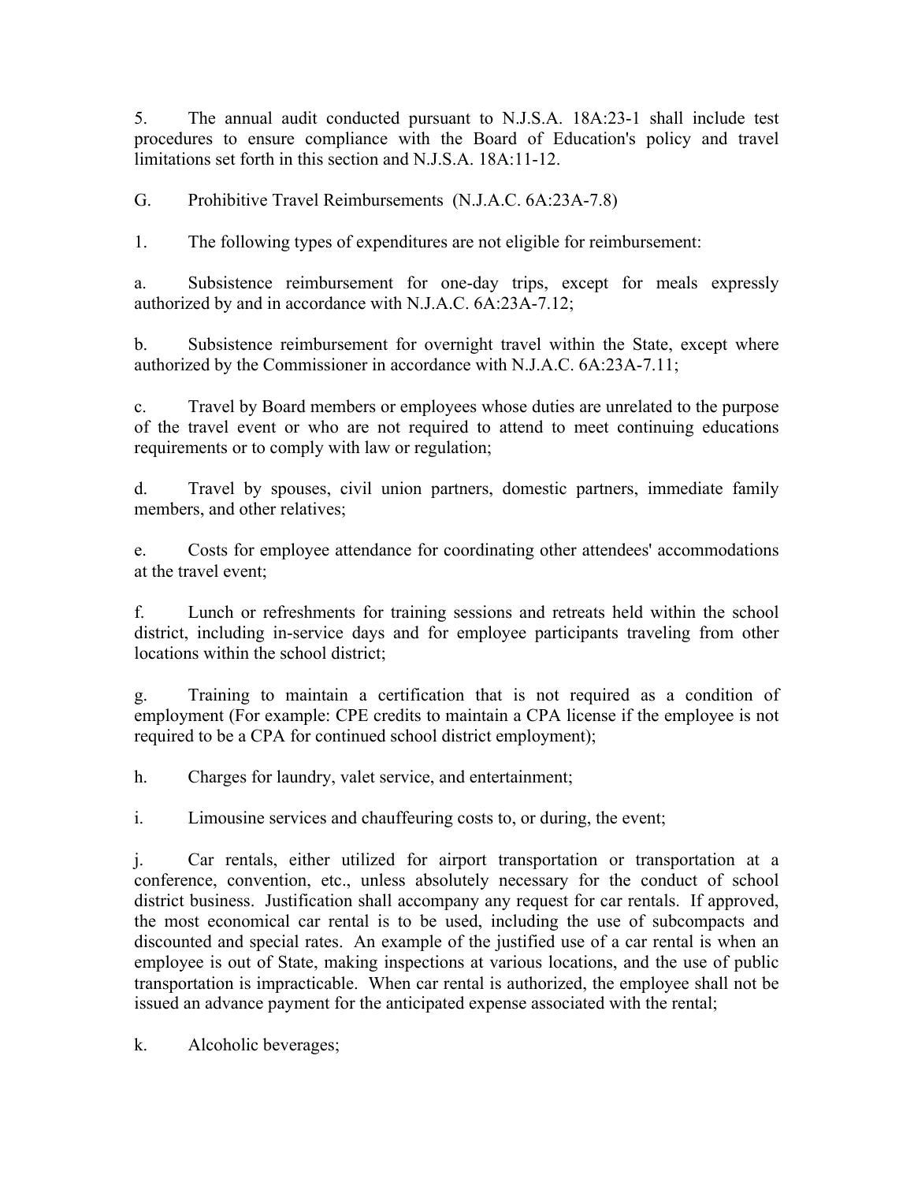5. The annual audit conducted pursuant to N.J.S.A. 18A:23-1 shall include test procedures to ensure compliance with the Board of Education's policy and travel limitations set forth in this section and N.J.S.A. 18A:11-12.

G. Prohibitive Travel Reimbursements (N.J.A.C. 6A:23A-7.8)

1. The following types of expenditures are not eligible for reimbursement:

a. Subsistence reimbursement for one-day trips, except for meals expressly authorized by and in accordance with N.J.A.C. 6A:23A-7.12;

b. Subsistence reimbursement for overnight travel within the State, except where authorized by the Commissioner in accordance with N.J.A.C. 6A:23A-7.11;

c. Travel by Board members or employees whose duties are unrelated to the purpose of the travel event or who are not required to attend to meet continuing educations requirements or to comply with law or regulation;

d. Travel by spouses, civil union partners, domestic partners, immediate family members, and other relatives;

e. Costs for employee attendance for coordinating other attendees' accommodations at the travel event;

f. Lunch or refreshments for training sessions and retreats held within the school district, including in-service days and for employee participants traveling from other locations within the school district;

g. Training to maintain a certification that is not required as a condition of employment (For example: CPE credits to maintain a CPA license if the employee is not required to be a CPA for continued school district employment);

h. Charges for laundry, valet service, and entertainment;

i. Limousine services and chauffeuring costs to, or during, the event;

j. Car rentals, either utilized for airport transportation or transportation at a conference, convention, etc., unless absolutely necessary for the conduct of school district business. Justification shall accompany any request for car rentals. If approved, the most economical car rental is to be used, including the use of subcompacts and discounted and special rates. An example of the justified use of a car rental is when an employee is out of State, making inspections at various locations, and the use of public transportation is impracticable. When car rental is authorized, the employee shall not be issued an advance payment for the anticipated expense associated with the rental;

k. Alcoholic beverages;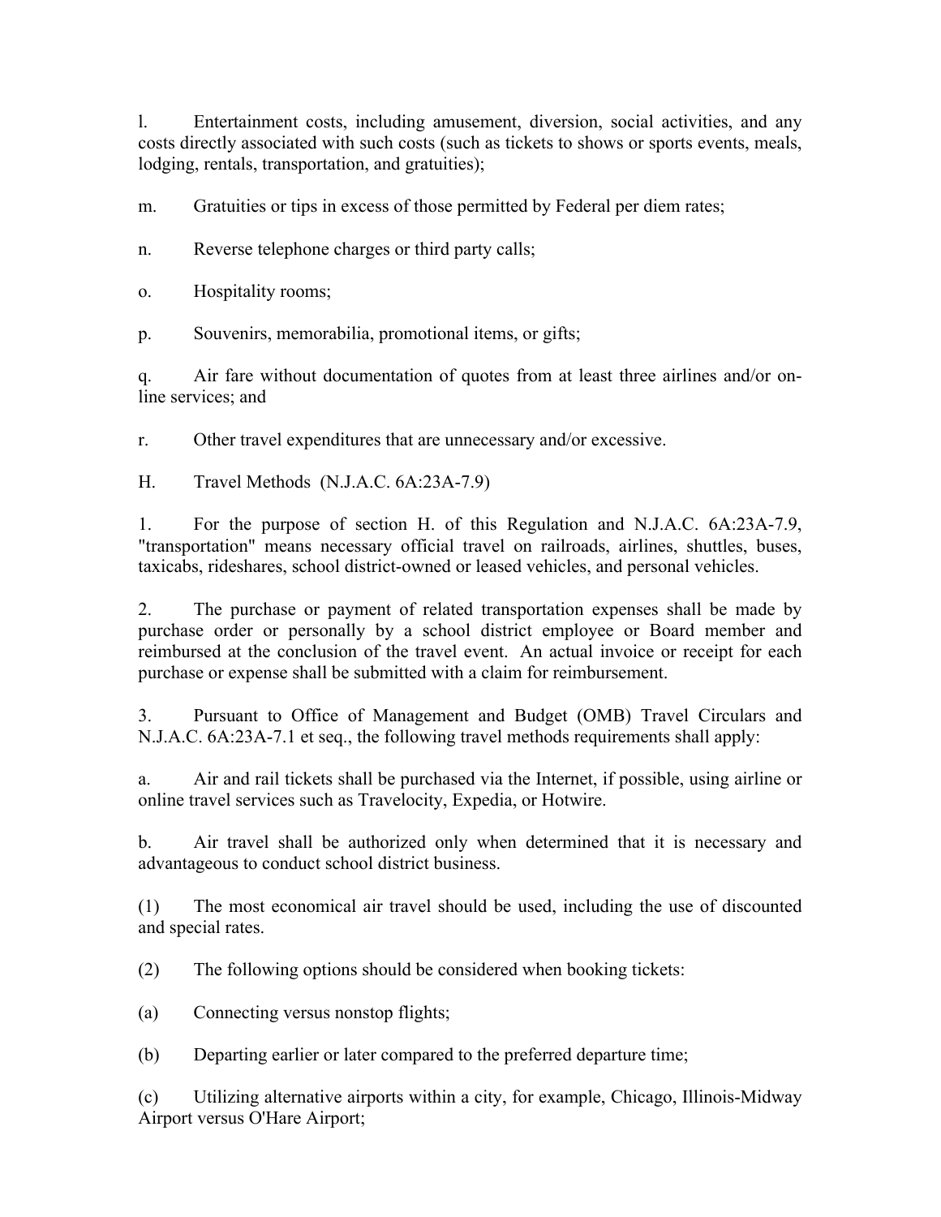l. Entertainment costs, including amusement, diversion, social activities, and any costs directly associated with such costs (such as tickets to shows or sports events, meals, lodging, rentals, transportation, and gratuities);

m. Gratuities or tips in excess of those permitted by Federal per diem rates;

n. Reverse telephone charges or third party calls;

o. Hospitality rooms;

p. Souvenirs, memorabilia, promotional items, or gifts;

q. Air fare without documentation of quotes from at least three airlines and/or on-line services; and

r. Other travel expenditures that are unnecessary and/or excessive.

H. Travel Methods (N.J.A.C. 6A:23A-7.9)

1. For the purpose of section H. of this Regulation and N.J.A.C. 6A:23A-7.9, "transportation" means necessary official travel on railroads, airlines, shuttles, buses, taxicabs, rideshares, school district-owned or leased vehicles, and personal vehicles.

2. The purchase or payment of related transportation expenses shall be made by purchase order or personally by a school district employee or Board member and reimbursed at the conclusion of the travel event. An actual invoice or receipt for each purchase or expense shall be submitted with a claim for reimbursement.

3. Pursuant to Office of Management and Budget (OMB) Travel Circulars and N.J.A.C. 6A:23A-7.1 et seq., the following travel methods requirements shall apply:

a. Air and rail tickets shall be purchased via the Internet, if possible, using airline or online travel services such as Travelocity, Expedia, or Hotwire.

b. Air travel shall be authorized only when determined that it is necessary and advantageous to conduct school district business.

(1) The most economical air travel should be used, including the use of discounted and special rates.

(2) The following options should be considered when booking tickets:

(a) Connecting versus nonstop flights;

(b) Departing earlier or later compared to the preferred departure time;

(c) Utilizing alternative airports within a city, for example, Chicago, Illinois-Midway Airport versus O'Hare Airport;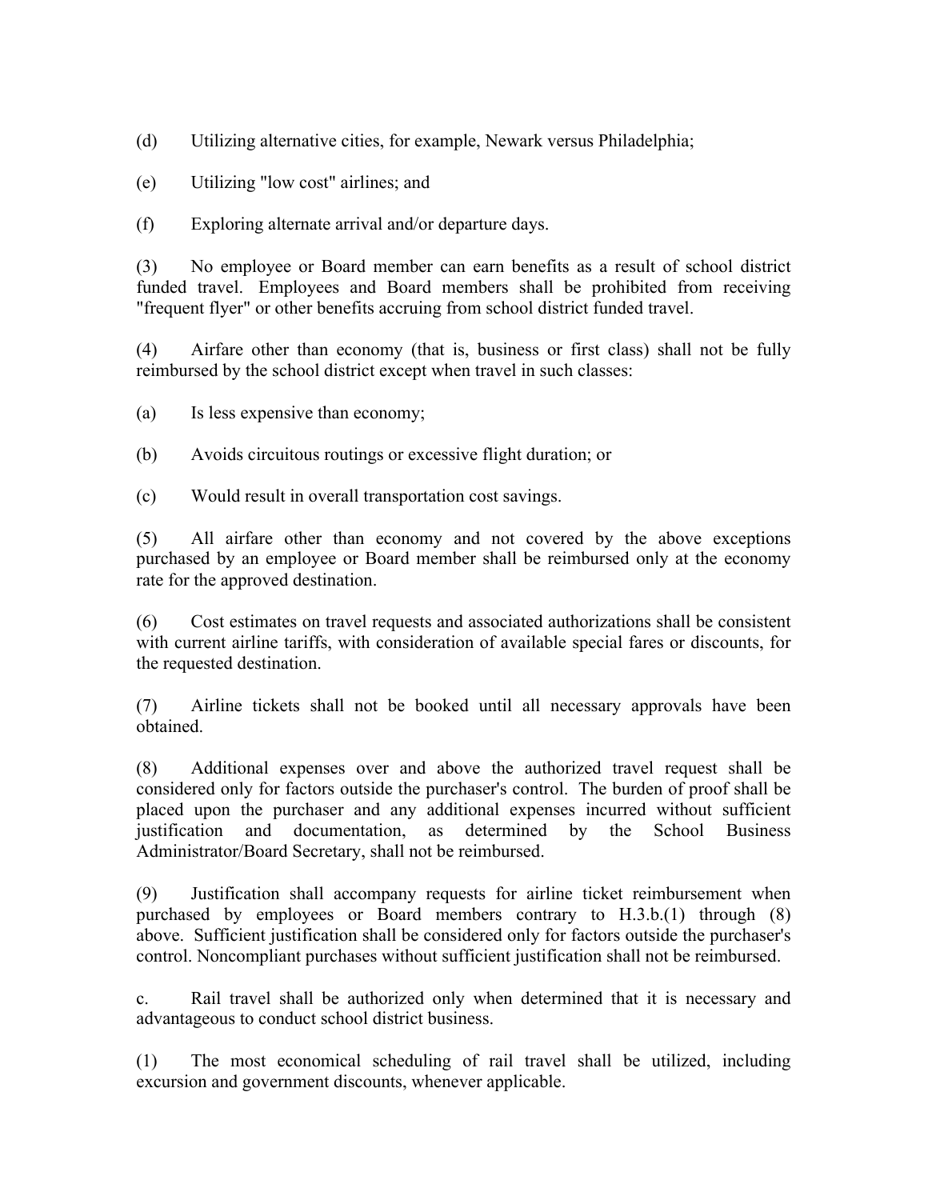(d) Utilizing alternative cities, for example, Newark versus Philadelphia;

(e) Utilizing "low cost" airlines; and

(f) Exploring alternate arrival and/or departure days.

(3) No employee or Board member can earn benefits as a result of school district funded travel. Employees and Board members shall be prohibited from receiving "frequent flyer" or other benefits accruing from school district funded travel.

(4) Airfare other than economy (that is, business or first class) shall not be fully reimbursed by the school district except when travel in such classes:

(a) Is less expensive than economy;

(b) Avoids circuitous routings or excessive flight duration; or

(c) Would result in overall transportation cost savings.

(5) All airfare other than economy and not covered by the above exceptions purchased by an employee or Board member shall be reimbursed only at the economy rate for the approved destination.

(6) Cost estimates on travel requests and associated authorizations shall be consistent with current airline tariffs, with consideration of available special fares or discounts, for the requested destination.

(7) Airline tickets shall not be booked until all necessary approvals have been obtained.

(8) Additional expenses over and above the authorized travel request shall be considered only for factors outside the purchaser's control. The burden of proof shall be placed upon the purchaser and any additional expenses incurred without sufficient justification and documentation, as determined by the School Business Administrator/Board Secretary, shall not be reimbursed.

(9) Justification shall accompany requests for airline ticket reimbursement when purchased by employees or Board members contrary to H.3.b.(1) through (8) above. Sufficient justification shall be considered only for factors outside the purchaser's control. Noncompliant purchases without sufficient justification shall not be reimbursed.

c. Rail travel shall be authorized only when determined that it is necessary and advantageous to conduct school district business.

(1) The most economical scheduling of rail travel shall be utilized, including excursion and government discounts, whenever applicable.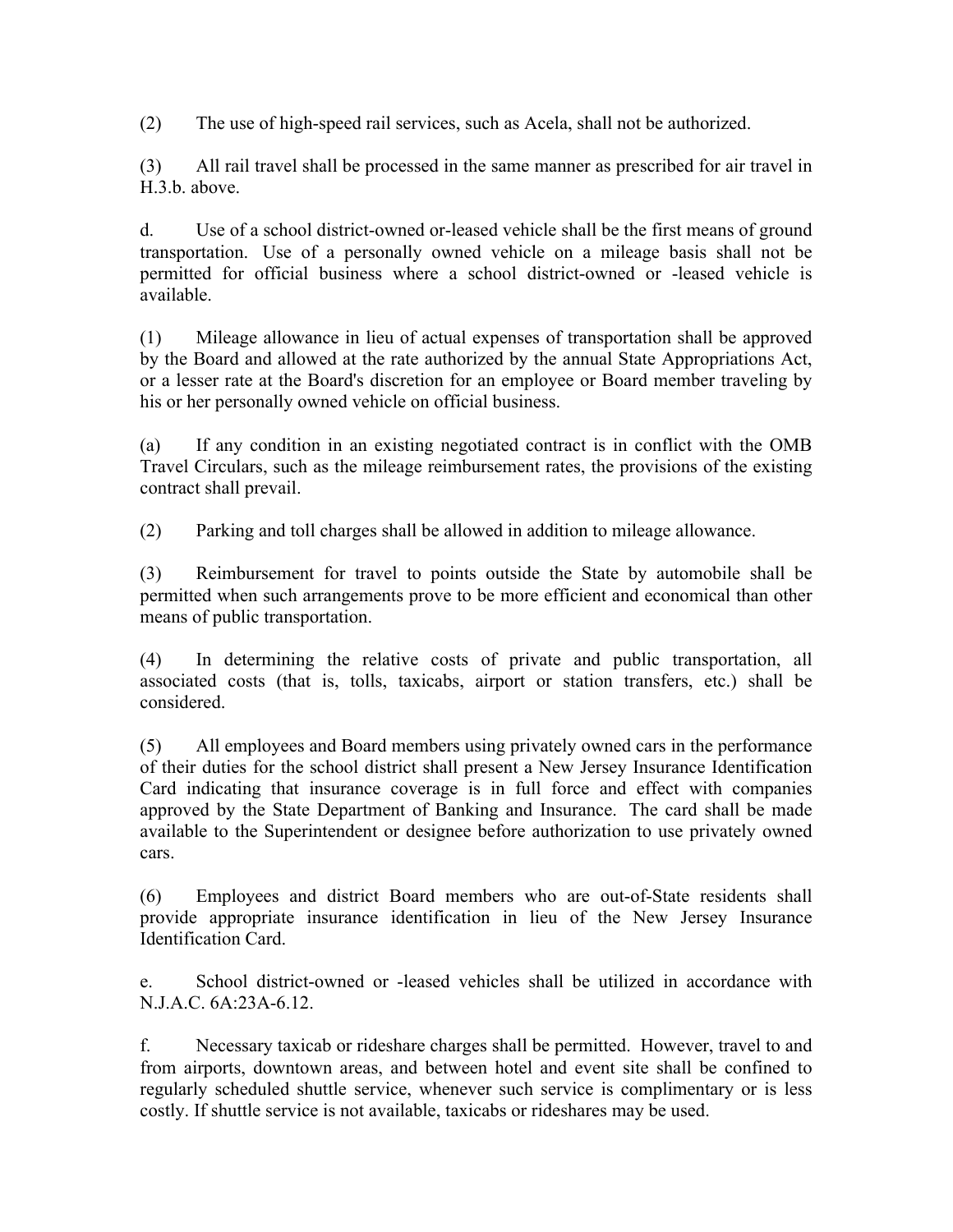(2) The use of high-speed rail services, such as Acela, shall not be authorized.

(3) All rail travel shall be processed in the same manner as prescribed for air travel in H.3.b. above.

d. Use of a school district-owned or-leased vehicle shall be the first means of ground transportation. Use of a personally owned vehicle on a mileage basis shall not be permitted for official business where a school district-owned or -leased vehicle is available.

(1) Mileage allowance in lieu of actual expenses of transportation shall be approved by the Board and allowed at the rate authorized by the annual State Appropriations Act, or a lesser rate at the Board's discretion for an employee or Board member traveling by his or her personally owned vehicle on official business.

(a) If any condition in an existing negotiated contract is in conflict with the OMB Travel Circulars, such as the mileage reimbursement rates, the provisions of the existing contract shall prevail.

(2) Parking and toll charges shall be allowed in addition to mileage allowance.

(3) Reimbursement for travel to points outside the State by automobile shall be permitted when such arrangements prove to be more efficient and economical than other means of public transportation.

(4) In determining the relative costs of private and public transportation, all associated costs (that is, tolls, taxicabs, airport or station transfers, etc.) shall be considered.

(5) All employees and Board members using privately owned cars in the performance of their duties for the school district shall present a New Jersey Insurance Identification Card indicating that insurance coverage is in full force and effect with companies approved by the State Department of Banking and Insurance. The card shall be made available to the Superintendent or designee before authorization to use privately owned cars.

(6) Employees and district Board members who are out-of-State residents shall provide appropriate insurance identification in lieu of the New Jersey Insurance Identification Card.

e. School district-owned or -leased vehicles shall be utilized in accordance with N.J.A.C. 6A:23A-6.12.

f. Necessary taxicab or rideshare charges shall be permitted. However, travel to and from airports, downtown areas, and between hotel and event site shall be confined to regularly scheduled shuttle service, whenever such service is complimentary or is less costly. If shuttle service is not available, taxicabs or rideshares may be used.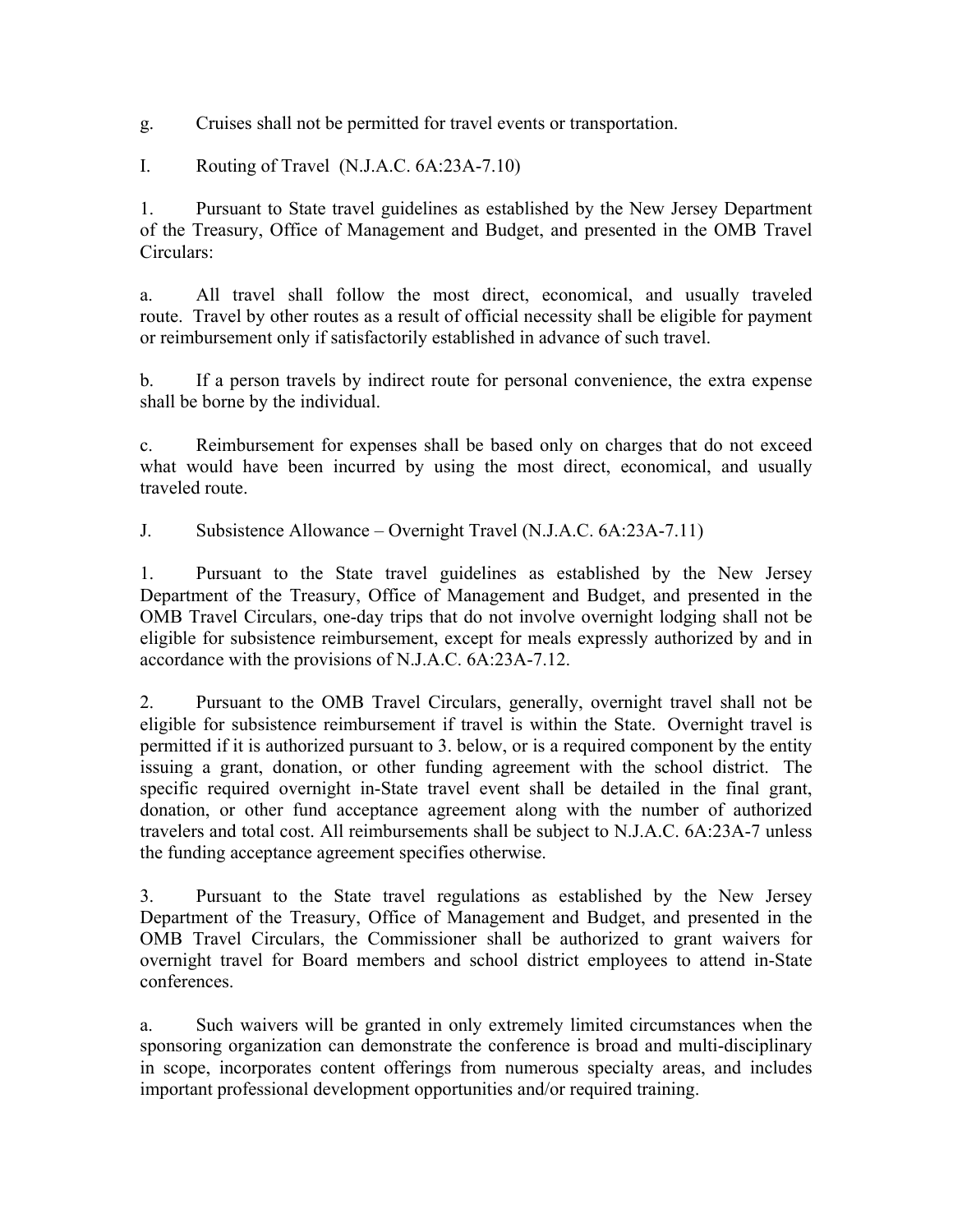g. Cruises shall not be permitted for travel events or transportation.

I. Routing of Travel (N.J.A.C. 6A:23A-7.10)

1. Pursuant to State travel guidelines as established by the New Jersey Department of the Treasury, Office of Management and Budget, and presented in the OMB Travel Circulars:

a. All travel shall follow the most direct, economical, and usually traveled route. Travel by other routes as a result of official necessity shall be eligible for payment or reimbursement only if satisfactorily established in advance of such travel.

b. If a person travels by indirect route for personal convenience, the extra expense shall be borne by the individual.

c. Reimbursement for expenses shall be based only on charges that do not exceed what would have been incurred by using the most direct, economical, and usually traveled route.

J. Subsistence Allowance – Overnight Travel (N.J.A.C. 6A:23A-7.11)

1. Pursuant to the State travel guidelines as established by the New Jersey Department of the Treasury, Office of Management and Budget, and presented in the OMB Travel Circulars, one-day trips that do not involve overnight lodging shall not be eligible for subsistence reimbursement, except for meals expressly authorized by and in accordance with the provisions of N.J.A.C. 6A:23A-7.12.

2. Pursuant to the OMB Travel Circulars, generally, overnight travel shall not be eligible for subsistence reimbursement if travel is within the State. Overnight travel is permitted if it is authorized pursuant to 3. below, or is a required component by the entity issuing a grant, donation, or other funding agreement with the school district. The specific required overnight in-State travel event shall be detailed in the final grant, donation, or other fund acceptance agreement along with the number of authorized travelers and total cost. All reimbursements shall be subject to N.J.A.C. 6A:23A-7 unless the funding acceptance agreement specifies otherwise.

3. Pursuant to the State travel regulations as established by the New Jersey Department of the Treasury, Office of Management and Budget, and presented in the OMB Travel Circulars, the Commissioner shall be authorized to grant waivers for overnight travel for Board members and school district employees to attend in-State conferences.

a. Such waivers will be granted in only extremely limited circumstances when the sponsoring organization can demonstrate the conference is broad and multi-disciplinary in scope, incorporates content offerings from numerous specialty areas, and includes important professional development opportunities and/or required training.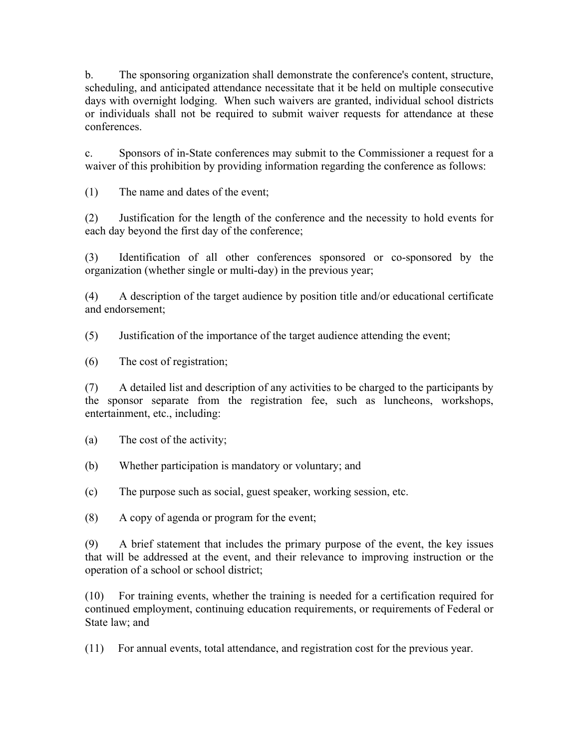b. The sponsoring organization shall demonstrate the conference's content, structure, scheduling, and anticipated attendance necessitate that it be held on multiple consecutive days with overnight lodging. When such waivers are granted, individual school districts or individuals shall not be required to submit waiver requests for attendance at these conferences.

c. Sponsors of in-State conferences may submit to the Commissioner a request for a waiver of this prohibition by providing information regarding the conference as follows:

(1) The name and dates of the event;

(2) Justification for the length of the conference and the necessity to hold events for each day beyond the first day of the conference;

(3) Identification of all other conferences sponsored or co-sponsored by the organization (whether single or multi-day) in the previous year;

(4) A description of the target audience by position title and/or educational certificate and endorsement;

(5) Justification of the importance of the target audience attending the event;

(6) The cost of registration;

(7) A detailed list and description of any activities to be charged to the participants by the sponsor separate from the registration fee, such as luncheons, workshops, entertainment, etc., including:

(a) The cost of the activity;

(b) Whether participation is mandatory or voluntary; and

(c) The purpose such as social, guest speaker, working session, etc.

(8) A copy of agenda or program for the event;

(9) A brief statement that includes the primary purpose of the event, the key issues that will be addressed at the event, and their relevance to improving instruction or the operation of a school or school district;

(10) For training events, whether the training is needed for a certification required for continued employment, continuing education requirements, or requirements of Federal or State law; and

(11) For annual events, total attendance, and registration cost for the previous year.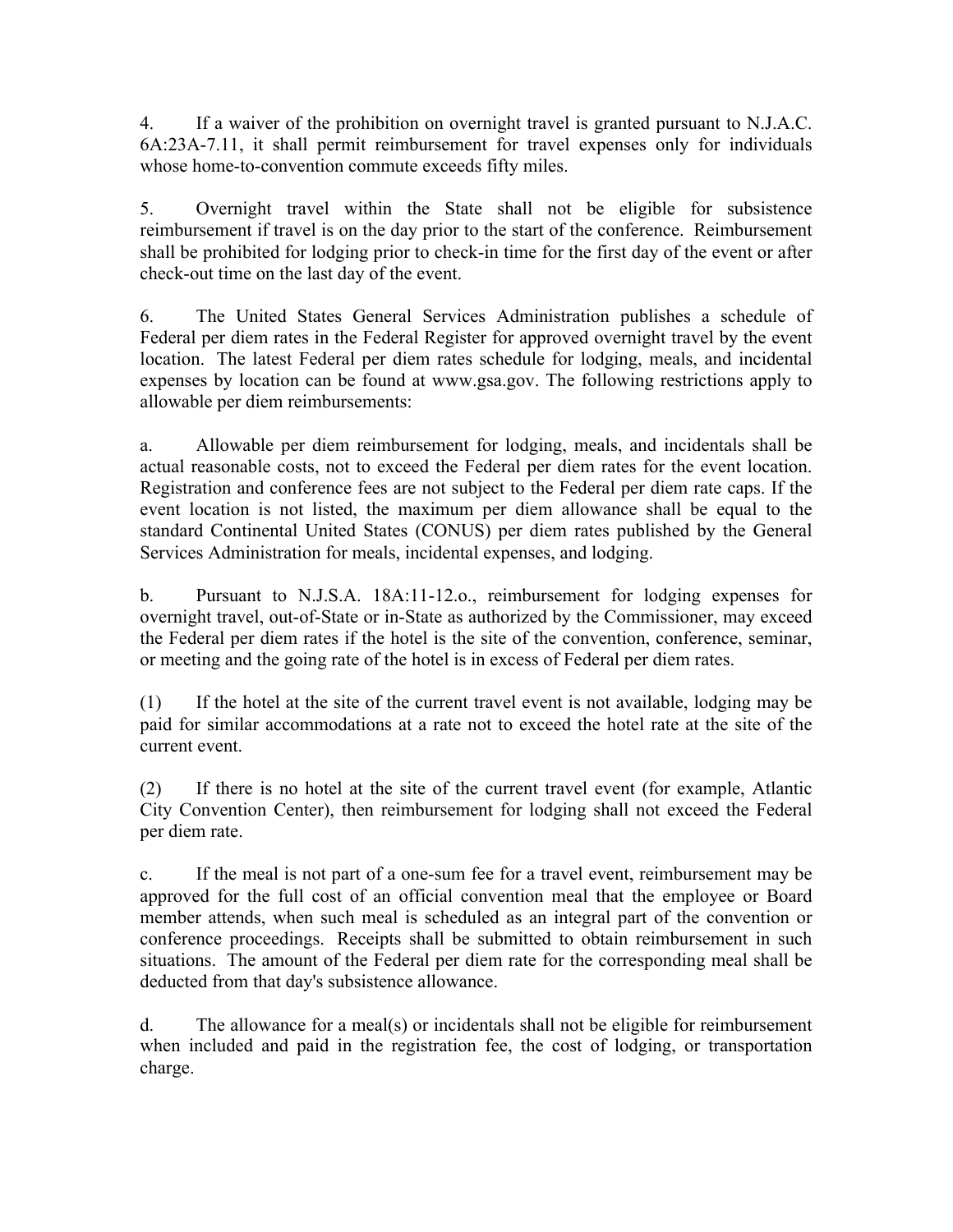4. If a waiver of the prohibition on overnight travel is granted pursuant to N.J.A.C. 6A:23A-7.11, it shall permit reimbursement for travel expenses only for individuals whose home-to-convention commute exceeds fifty miles.

5. Overnight travel within the State shall not be eligible for subsistence reimbursement if travel is on the day prior to the start of the conference. Reimbursement shall be prohibited for lodging prior to check-in time for the first day of the event or after check-out time on the last day of the event.

6. The United States General Services Administration publishes a schedule of Federal per diem rates in the Federal Register for approved overnight travel by the event location. The latest Federal per diem rates schedule for lodging, meals, and incidental expenses by location can be found at www.gsa.gov. The following restrictions apply to allowable per diem reimbursements:

a. Allowable per diem reimbursement for lodging, meals, and incidentals shall be actual reasonable costs, not to exceed the Federal per diem rates for the event location. Registration and conference fees are not subject to the Federal per diem rate caps. If the event location is not listed, the maximum per diem allowance shall be equal to the standard Continental United States (CONUS) per diem rates published by the General Services Administration for meals, incidental expenses, and lodging.

b. Pursuant to N.J.S.A. 18A:11-12.o., reimbursement for lodging expenses for overnight travel, out-of-State or in-State as authorized by the Commissioner, may exceed the Federal per diem rates if the hotel is the site of the convention, conference, seminar, or meeting and the going rate of the hotel is in excess of Federal per diem rates.

(1) If the hotel at the site of the current travel event is not available, lodging may be paid for similar accommodations at a rate not to exceed the hotel rate at the site of the current event.

(2) If there is no hotel at the site of the current travel event (for example, Atlantic City Convention Center), then reimbursement for lodging shall not exceed the Federal per diem rate.

c. If the meal is not part of a one-sum fee for a travel event, reimbursement may be approved for the full cost of an official convention meal that the employee or Board member attends, when such meal is scheduled as an integral part of the convention or conference proceedings. Receipts shall be submitted to obtain reimbursement in such situations. The amount of the Federal per diem rate for the corresponding meal shall be deducted from that day's subsistence allowance.

d. The allowance for a meal(s) or incidentals shall not be eligible for reimbursement when included and paid in the registration fee, the cost of lodging, or transportation charge.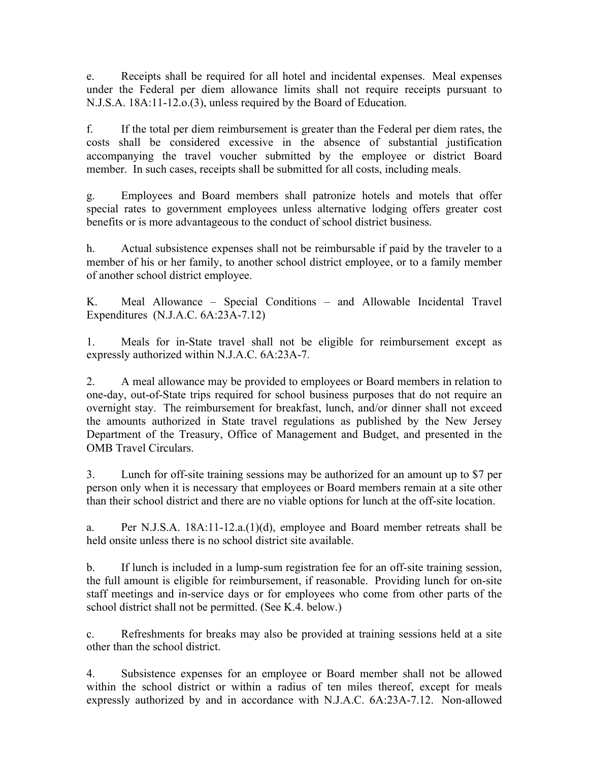e. Receipts shall be required for all hotel and incidental expenses. Meal expenses under the Federal per diem allowance limits shall not require receipts pursuant to N.J.S.A. 18A:11-12.o.(3), unless required by the Board of Education.

f. If the total per diem reimbursement is greater than the Federal per diem rates, the costs shall be considered excessive in the absence of substantial justification accompanying the travel voucher submitted by the employee or district Board member. In such cases, receipts shall be submitted for all costs, including meals.

g. Employees and Board members shall patronize hotels and motels that offer special rates to government employees unless alternative lodging offers greater cost benefits or is more advantageous to the conduct of school district business.

h. Actual subsistence expenses shall not be reimbursable if paid by the traveler to a member of his or her family, to another school district employee, or to a family member of another school district employee.

K. Meal Allowance – Special Conditions – and Allowable Incidental Travel Expenditures (N.J.A.C. 6A:23A-7.12)

1. Meals for in-State travel shall not be eligible for reimbursement except as expressly authorized within N.J.A.C. 6A:23A-7.

2. A meal allowance may be provided to employees or Board members in relation to one-day, out-of-State trips required for school business purposes that do not require an overnight stay. The reimbursement for breakfast, lunch, and/or dinner shall not exceed the amounts authorized in State travel regulations as published by the New Jersey Department of the Treasury, Office of Management and Budget, and presented in the OMB Travel Circulars.

3. Lunch for off-site training sessions may be authorized for an amount up to $7 per person only when it is necessary that employees or Board members remain at a site other than their school district and there are no viable options for lunch at the off-site location.

a. Per N.J.S.A. 18A:11-12.a.(1)(d), employee and Board member retreats shall be held onsite unless there is no school district site available.

b. If lunch is included in a lump-sum registration fee for an off-site training session, the full amount is eligible for reimbursement, if reasonable. Providing lunch for on-site staff meetings and in-service days or for employees who come from other parts of the school district shall not be permitted. (See K.4. below.)

c. Refreshments for breaks may also be provided at training sessions held at a site other than the school district.

4. Subsistence expenses for an employee or Board member shall not be allowed within the school district or within a radius of ten miles thereof, except for meals expressly authorized by and in accordance with N.J.A.C. 6A:23A-7.12. Non-allowed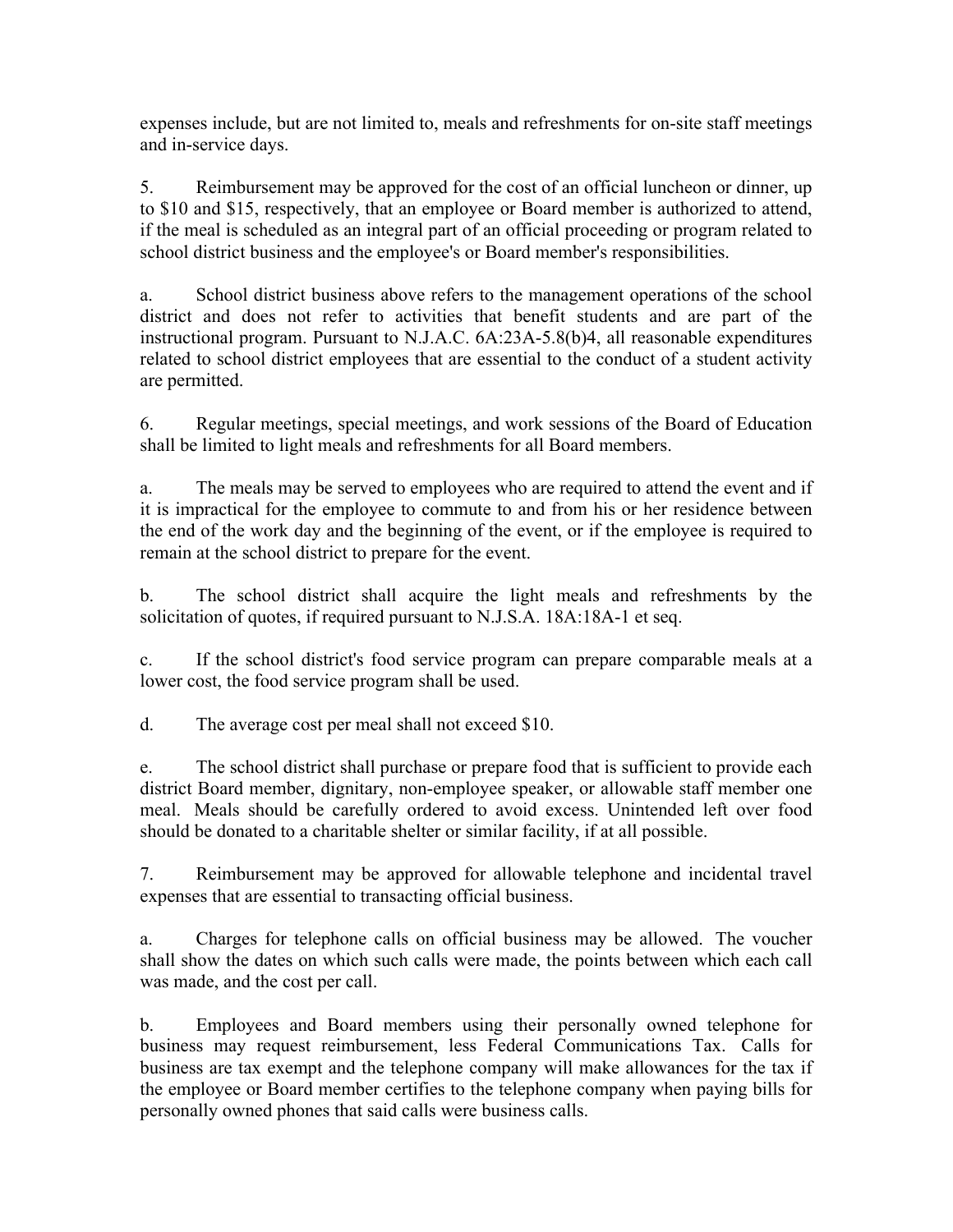expenses include, but are not limited to, meals and refreshments for on-site staff meetings and in-service days.

5. Reimbursement may be approved for the cost of an official luncheon or dinner, up to $10 and $15, respectively, that an employee or Board member is authorized to attend, if the meal is scheduled as an integral part of an official proceeding or program related to school district business and the employee's or Board member's responsibilities.

a. School district business above refers to the management operations of the school district and does not refer to activities that benefit students and are part of the instructional program. Pursuant to N.J.A.C. 6A:23A-5.8(b)4, all reasonable expenditures related to school district employees that are essential to the conduct of a student activity are permitted.

6. Regular meetings, special meetings, and work sessions of the Board of Education shall be limited to light meals and refreshments for all Board members.

a. The meals may be served to employees who are required to attend the event and if it is impractical for the employee to commute to and from his or her residence between the end of the work day and the beginning of the event, or if the employee is required to remain at the school district to prepare for the event.

b. The school district shall acquire the light meals and refreshments by the solicitation of quotes, if required pursuant to N.J.S.A. 18A:18A-1 et seq.

c. If the school district's food service program can prepare comparable meals at a lower cost, the food service program shall be used.

d. The average cost per meal shall not exceed $10.

e. The school district shall purchase or prepare food that is sufficient to provide each district Board member, dignitary, non-employee speaker, or allowable staff member one meal. Meals should be carefully ordered to avoid excess. Unintended left over food should be donated to a charitable shelter or similar facility, if at all possible.

7. Reimbursement may be approved for allowable telephone and incidental travel expenses that are essential to transacting official business.

a. Charges for telephone calls on official business may be allowed. The voucher shall show the dates on which such calls were made, the points between which each call was made, and the cost per call.

b. Employees and Board members using their personally owned telephone for business may request reimbursement, less Federal Communications Tax. Calls for business are tax exempt and the telephone company will make allowances for the tax if the employee or Board member certifies to the telephone company when paying bills for personally owned phones that said calls were business calls.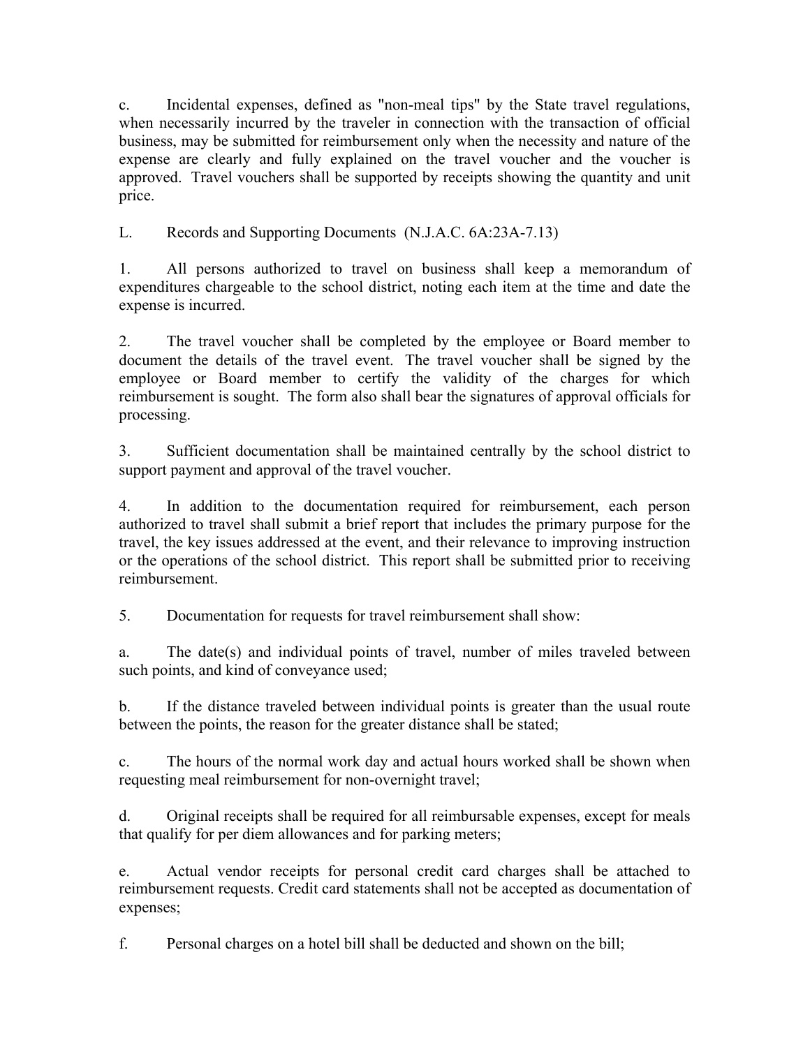c. Incidental expenses, defined as "non-meal tips" by the State travel regulations, when necessarily incurred by the traveler in connection with the transaction of official business, may be submitted for reimbursement only when the necessity and nature of the expense are clearly and fully explained on the travel voucher and the voucher is approved. Travel vouchers shall be supported by receipts showing the quantity and unit price.

L. Records and Supporting Documents (N.J.A.C. 6A:23A-7.13)

1. All persons authorized to travel on business shall keep a memorandum of expenditures chargeable to the school district, noting each item at the time and date the expense is incurred.

2. The travel voucher shall be completed by the employee or Board member to document the details of the travel event. The travel voucher shall be signed by the employee or Board member to certify the validity of the charges for which reimbursement is sought. The form also shall bear the signatures of approval officials for processing.

3. Sufficient documentation shall be maintained centrally by the school district to support payment and approval of the travel voucher.

4. In addition to the documentation required for reimbursement, each person authorized to travel shall submit a brief report that includes the primary purpose for the travel, the key issues addressed at the event, and their relevance to improving instruction or the operations of the school district. This report shall be submitted prior to receiving reimbursement.

5. Documentation for requests for travel reimbursement shall show:

a. The date(s) and individual points of travel, number of miles traveled between such points, and kind of conveyance used;

b. If the distance traveled between individual points is greater than the usual route between the points, the reason for the greater distance shall be stated;

c. The hours of the normal work day and actual hours worked shall be shown when requesting meal reimbursement for non-overnight travel;

d. Original receipts shall be required for all reimbursable expenses, except for meals that qualify for per diem allowances and for parking meters;

e. Actual vendor receipts for personal credit card charges shall be attached to reimbursement requests. Credit card statements shall not be accepted as documentation of expenses;

f. Personal charges on a hotel bill shall be deducted and shown on the bill;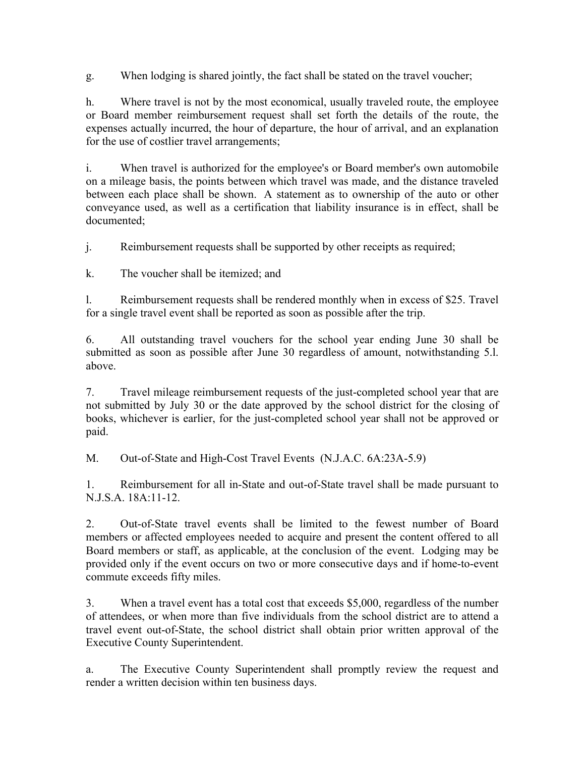g. When lodging is shared jointly, the fact shall be stated on the travel voucher;

h. Where travel is not by the most economical, usually traveled route, the employee or Board member reimbursement request shall set forth the details of the route, the expenses actually incurred, the hour of departure, the hour of arrival, and an explanation for the use of costlier travel arrangements;

i. When travel is authorized for the employee's or Board member's own automobile on a mileage basis, the points between which travel was made, and the distance traveled between each place shall be shown. A statement as to ownership of the auto or other conveyance used, as well as a certification that liability insurance is in effect, shall be documented;

j. Reimbursement requests shall be supported by other receipts as required;

k. The voucher shall be itemized; and

l. Reimbursement requests shall be rendered monthly when in excess of $25. Travel for a single travel event shall be reported as soon as possible after the trip.

6. All outstanding travel vouchers for the school year ending June 30 shall be submitted as soon as possible after June 30 regardless of amount, notwithstanding 5.l. above.

7. Travel mileage reimbursement requests of the just-completed school year that are not submitted by July 30 or the date approved by the school district for the closing of books, whichever is earlier, for the just-completed school year shall not be approved or paid.

M. Out-of-State and High-Cost Travel Events (N.J.A.C. 6A:23A-5.9)

1. Reimbursement for all in-State and out-of-State travel shall be made pursuant to N.J.S.A. 18A:11-12.

2. Out-of-State travel events shall be limited to the fewest number of Board members or affected employees needed to acquire and present the content offered to all Board members or staff, as applicable, at the conclusion of the event. Lodging may be provided only if the event occurs on two or more consecutive days and if home-to-event commute exceeds fifty miles.

3. When a travel event has a total cost that exceeds $5,000, regardless of the number of attendees, or when more than five individuals from the school district are to attend a travel event out-of-State, the school district shall obtain prior written approval of the Executive County Superintendent.

a. The Executive County Superintendent shall promptly review the request and render a written decision within ten business days.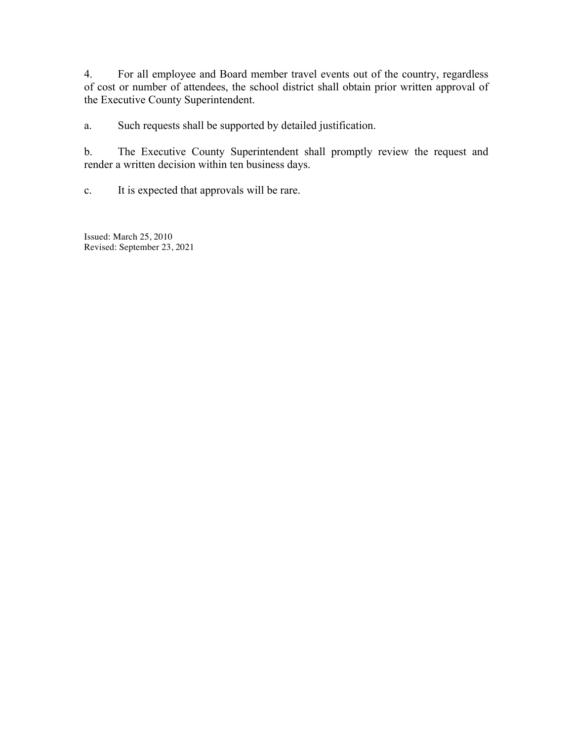4. For all employee and Board member travel events out of the country, regardless of cost or number of attendees, the school district shall obtain prior written approval of the Executive County Superintendent.

a. Such requests shall be supported by detailed justification.

b. The Executive County Superintendent shall promptly review the request and render a written decision within ten business days.

c. It is expected that approvals will be rare.

Issued: March 25, 2010
Revised: September 23, 2021